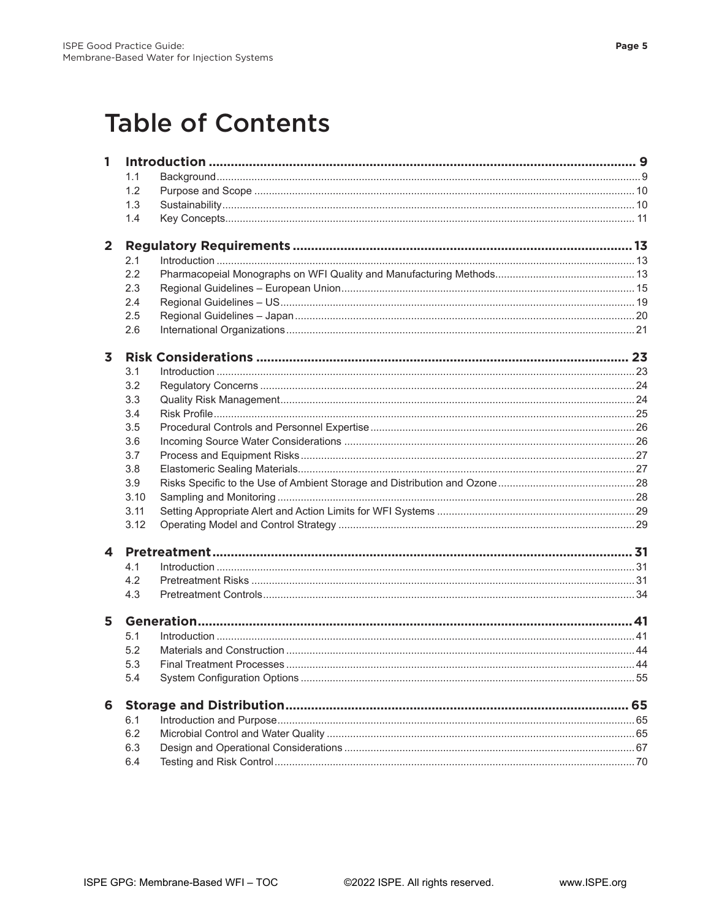# Table of Contents

**1 Introduction .................................................. 9**

- 1.1 Background .................................................. 9
- 1.2 Purpose and Scope .................................................. 10
- 1.3 Sustainability .................................................. 10
- 1.4 Key Concepts .................................................. 11

**2 Regulatory Requirements .................................................. 13**

- 2.1 Introduction .................................................. 13
- 2.2 Pharmacopeial Monographs on WFI Quality and Manufacturing Methods .................................................. 13
- 2.3 Regional Guidelines – European Union .................................................. 15
- 2.4 Regional Guidelines – US .................................................. 19
- 2.5 Regional Guidelines – Japan .................................................. 20
- 2.6 International Organizations .................................................. 21

**3 Risk Considerations .................................................. 23**

- 3.1 Introduction .................................................. 23
- 3.2 Regulatory Concerns .................................................. 24
- 3.3 Quality Risk Management .................................................. 24
- 3.4 Risk Profile .................................................. 25
- 3.5 Procedural Controls and Personnel Expertise .................................................. 26
- 3.6 Incoming Source Water Considerations .................................................. 26
- 3.7 Process and Equipment Risks .................................................. 27
- 3.8 Elastomeric Sealing Materials .................................................. 27
- 3.9 Risks Specific to the Use of Ambient Storage and Distribution and Ozone .................................................. 28
- 3.10 Sampling and Monitoring .................................................. 28
- 3.11 Setting Appropriate Alert and Action Limits for WFI Systems .................................................. 29
- 3.12 Operating Model and Control Strategy .................................................. 29

**4 Pretreatment .................................................. 31**

- 4.1 Introduction .................................................. 31
- 4.2 Pretreatment Risks .................................................. 31
- 4.3 Pretreatment Controls .................................................. 34

**5 Generation .................................................. 41**

- 5.1 Introduction .................................................. 41
- 5.2 Materials and Construction .................................................. 44
- 5.3 Final Treatment Processes .................................................. 44
- 5.4 System Configuration Options .................................................. 55

**6 Storage and Distribution .................................................. 65**

- 6.1 Introduction and Purpose .................................................. 65
- 6.2 Microbial Control and Water Quality .................................................. 65
- 6.3 Design and Operational Considerations .................................................. 67
- 6.4 Testing and Risk Control .................................................. 70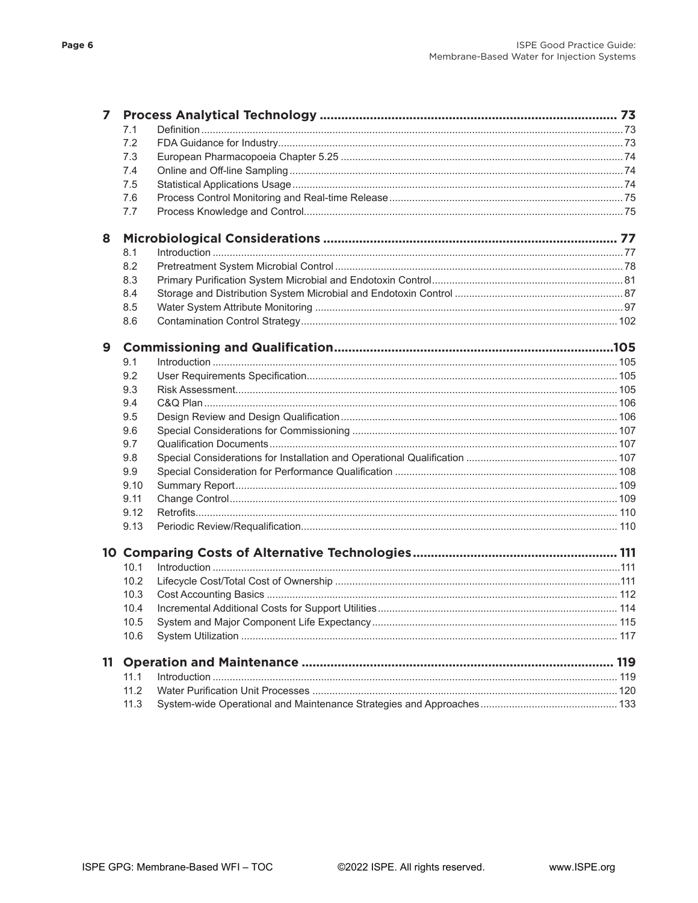| | | |
|---|---|---|
| **7** | **Process Analytical Technology** | **73** |
| 7.1 | Definition | 73 |
| 7.2 | FDA Guidance for Industry | 73 |
| 7.3 | European Pharmacopoeia Chapter 5.25 | 74 |
| 7.4 | Online and Off-line Sampling | 74 |
| 7.5 | Statistical Applications Usage | 74 |
| 7.6 | Process Control Monitoring and Real-time Release | 75 |
| 7.7 | Process Knowledge and Control | 75 |
| **8** | **Microbiological Considerations** | **77** |
| 8.1 | Introduction | 77 |
| 8.2 | Pretreatment System Microbial Control | 78 |
| 8.3 | Primary Purification System Microbial and Endotoxin Control | 81 |
| 8.4 | Storage and Distribution System Microbial and Endotoxin Control | 87 |
| 8.5 | Water System Attribute Monitoring | 97 |
| 8.6 | Contamination Control Strategy | 102 |
| **9** | **Commissioning and Qualification** | **105** |
| 9.1 | Introduction | 105 |
| 9.2 | User Requirements Specification | 105 |
| 9.3 | Risk Assessment | 105 |
| 9.4 | C&Q Plan | 106 |
| 9.5 | Design Review and Design Qualification | 106 |
| 9.6 | Special Considerations for Commissioning | 107 |
| 9.7 | Qualification Documents | 107 |
| 9.8 | Special Considerations for Installation and Operational Qualification | 107 |
| 9.9 | Special Consideration for Performance Qualification | 108 |
| 9.10 | Summary Report | 109 |
| 9.11 | Change Control | 109 |
| 9.12 | Retrofits | 110 |
| 9.13 | Periodic Review/Requalification | 110 |
| **10** | **Comparing Costs of Alternative Technologies** | **111** |
| 10.1 | Introduction | 111 |
| 10.2 | Lifecycle Cost/Total Cost of Ownership | 111 |
| 10.3 | Cost Accounting Basics | 112 |
| 10.4 | Incremental Additional Costs for Support Utilities | 114 |
| 10.5 | System and Major Component Life Expectancy | 115 |
| 10.6 | System Utilization | 117 |
| **11** | **Operation and Maintenance** | **119** |
| 11.1 | Introduction | 119 |
| 11.2 | Water Purification Unit Processes | 120 |
| 11.3 | System-wide Operational and Maintenance Strategies and Approaches | 133 |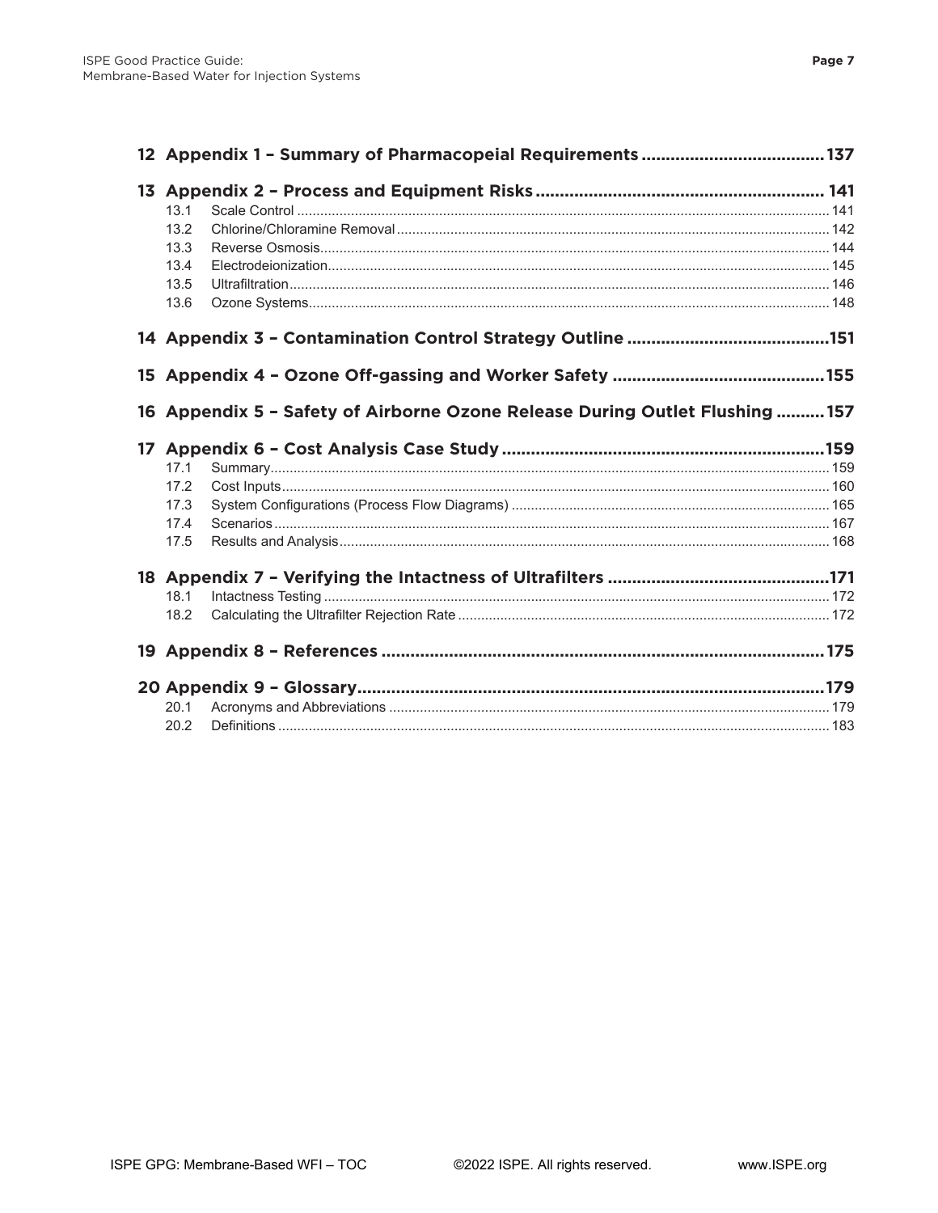**12 Appendix 1 – Summary of Pharmacopeial Requirements ..................................... 137**

**13 Appendix 2 – Process and Equipment Risks ........................................................... 141**

13.1 Scale Control ........................................................................................................... 141
13.2 Chlorine/Chloramine Removal ................................................................................ 142
13.3 Reverse Osmosis .................................................................................................... 144
13.4 Electrodeionization ................................................................................................. 145
13.5 Ultrafiltration ........................................................................................................... 146
13.6 Ozone Systems ....................................................................................................... 148

**14 Appendix 3 – Contamination Control Strategy Outline ..........................................151**

**15 Appendix 4 – Ozone Off-gassing and Worker Safety ............................................155**

**16 Appendix 5 – Safety of Airborne Ozone Release During Outlet Flushing ..........157**

**17 Appendix 6 – Cost Analysis Case Study ...................................................................159**

17.1 Summary ................................................................................................................. 159
17.2 Cost Inputs .............................................................................................................. 160
17.3 System Configurations (Process Flow Diagrams) .................................................. 165
17.4 Scenarios ................................................................................................................ 167
17.5 Results and Analysis ............................................................................................... 168

**18 Appendix 7 – Verifying the Intactness of Ultrafilters .............................................171**

18.1 Intactness Testing ................................................................................................... 172
18.2 Calculating the Ultrafilter Rejection Rate ................................................................ 172

**19 Appendix 8 – References ........................................................................................... 175**

**20 Appendix 9 – Glossary.................................................................................................179**

20.1 Acronyms and Abbreviations .................................................................................. 179
20.2 Definitions .............................................................................................................. 183